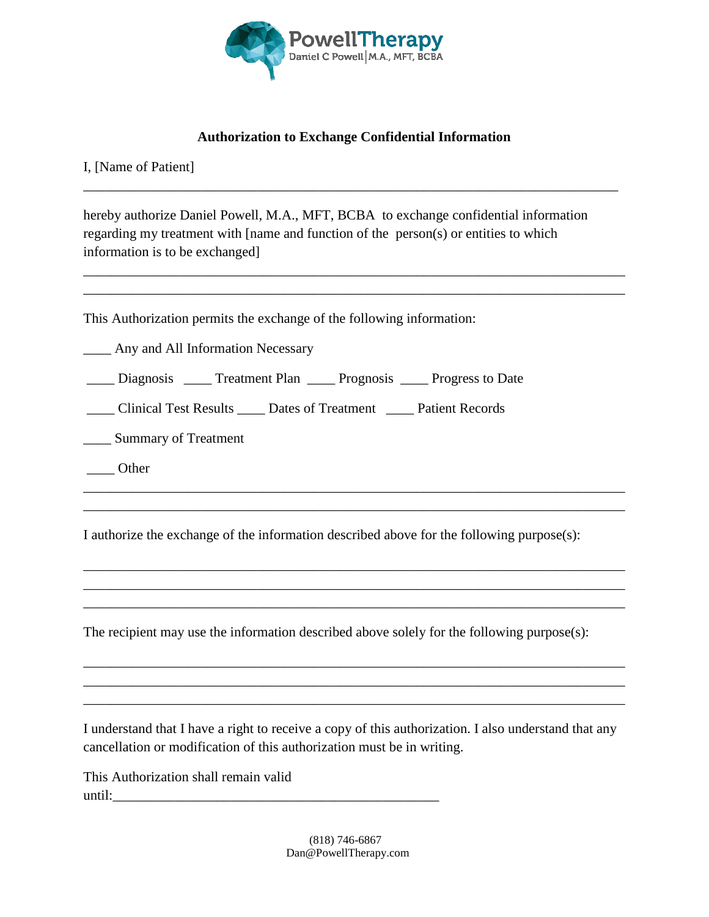PowellTherapy
Daniel C Powell | M.A., MFT, BCBA

**Authorization to Exchange Confidential Information**

I, [Name of Patient]

\_\_\_\_\_\_\_\_\_\_\_\_\_\_\_\_\_\_\_\_\_\_\_\_\_\_\_\_\_\_\_\_\_\_\_\_\_\_\_\_\_\_\_\_\_\_\_\_\_\_\_\_\_\_\_\_\_\_\_\_\_\_\_\_\_\_\_\_\_\_\_\_\_\_

hereby authorize Daniel Powell, M.A., MFT, BCBA to exchange confidential information regarding my treatment with [name and function of the person(s) or entities to which information is to be exchanged]

\_\_\_\_\_\_\_\_\_\_\_\_\_\_\_\_\_\_\_\_\_\_\_\_\_\_\_\_\_\_\_\_\_\_\_\_\_\_\_\_\_\_\_\_\_\_\_\_\_\_\_\_\_\_\_\_\_\_\_\_\_\_\_\_\_\_\_\_\_\_\_\_\_\_

\_\_\_\_\_\_\_\_\_\_\_\_\_\_\_\_\_\_\_\_\_\_\_\_\_\_\_\_\_\_\_\_\_\_\_\_\_\_\_\_\_\_\_\_\_\_\_\_\_\_\_\_\_\_\_\_\_\_\_\_\_\_\_\_\_\_\_\_\_\_\_\_\_\_

This Authorization permits the exchange of the following information:

\_\_\_\_ Any and All Information Necessary

\_\_\_\_ Diagnosis \_\_\_\_ Treatment Plan \_\_\_\_ Prognosis \_\_\_\_ Progress to Date

\_\_\_\_ Clinical Test Results \_\_\_\_ Dates of Treatment \_\_\_\_ Patient Records

\_\_\_\_ Summary of Treatment

\_\_\_\_ Other

\_\_\_\_\_\_\_\_\_\_\_\_\_\_\_\_\_\_\_\_\_\_\_\_\_\_\_\_\_\_\_\_\_\_\_\_\_\_\_\_\_\_\_\_\_\_\_\_\_\_\_\_\_\_\_\_\_\_\_\_\_\_\_\_\_\_\_\_\_\_\_\_\_\_

\_\_\_\_\_\_\_\_\_\_\_\_\_\_\_\_\_\_\_\_\_\_\_\_\_\_\_\_\_\_\_\_\_\_\_\_\_\_\_\_\_\_\_\_\_\_\_\_\_\_\_\_\_\_\_\_\_\_\_\_\_\_\_\_\_\_\_\_\_\_\_\_\_\_

I authorize the exchange of the information described above for the following purpose(s):

\_\_\_\_\_\_\_\_\_\_\_\_\_\_\_\_\_\_\_\_\_\_\_\_\_\_\_\_\_\_\_\_\_\_\_\_\_\_\_\_\_\_\_\_\_\_\_\_\_\_\_\_\_\_\_\_\_\_\_\_\_\_\_\_\_\_\_\_\_\_\_\_\_\_

\_\_\_\_\_\_\_\_\_\_\_\_\_\_\_\_\_\_\_\_\_\_\_\_\_\_\_\_\_\_\_\_\_\_\_\_\_\_\_\_\_\_\_\_\_\_\_\_\_\_\_\_\_\_\_\_\_\_\_\_\_\_\_\_\_\_\_\_\_\_\_\_\_\_

\_\_\_\_\_\_\_\_\_\_\_\_\_\_\_\_\_\_\_\_\_\_\_\_\_\_\_\_\_\_\_\_\_\_\_\_\_\_\_\_\_\_\_\_\_\_\_\_\_\_\_\_\_\_\_\_\_\_\_\_\_\_\_\_\_\_\_\_\_\_\_\_\_\_

The recipient may use the information described above solely for the following purpose(s):

\_\_\_\_\_\_\_\_\_\_\_\_\_\_\_\_\_\_\_\_\_\_\_\_\_\_\_\_\_\_\_\_\_\_\_\_\_\_\_\_\_\_\_\_\_\_\_\_\_\_\_\_\_\_\_\_\_\_\_\_\_\_\_\_\_\_\_\_\_\_\_\_\_\_

\_\_\_\_\_\_\_\_\_\_\_\_\_\_\_\_\_\_\_\_\_\_\_\_\_\_\_\_\_\_\_\_\_\_\_\_\_\_\_\_\_\_\_\_\_\_\_\_\_\_\_\_\_\_\_\_\_\_\_\_\_\_\_\_\_\_\_\_\_\_\_\_\_\_

\_\_\_\_\_\_\_\_\_\_\_\_\_\_\_\_\_\_\_\_\_\_\_\_\_\_\_\_\_\_\_\_\_\_\_\_\_\_\_\_\_\_\_\_\_\_\_\_\_\_\_\_\_\_\_\_\_\_\_\_\_\_\_\_\_\_\_\_\_\_\_\_\_\_

I understand that I have a right to receive a copy of this authorization. I also understand that any cancellation or modification of this authorization must be in writing.

This Authorization shall remain valid until:\_\_\_\_\_\_\_\_\_\_\_\_\_\_\_\_\_\_\_\_\_\_\_\_\_\_\_\_\_\_\_\_\_\_\_\_\_\_\_\_\_\_\_\_\_\_\_\_

(818) 746-6867
Dan@PowellTherapy.com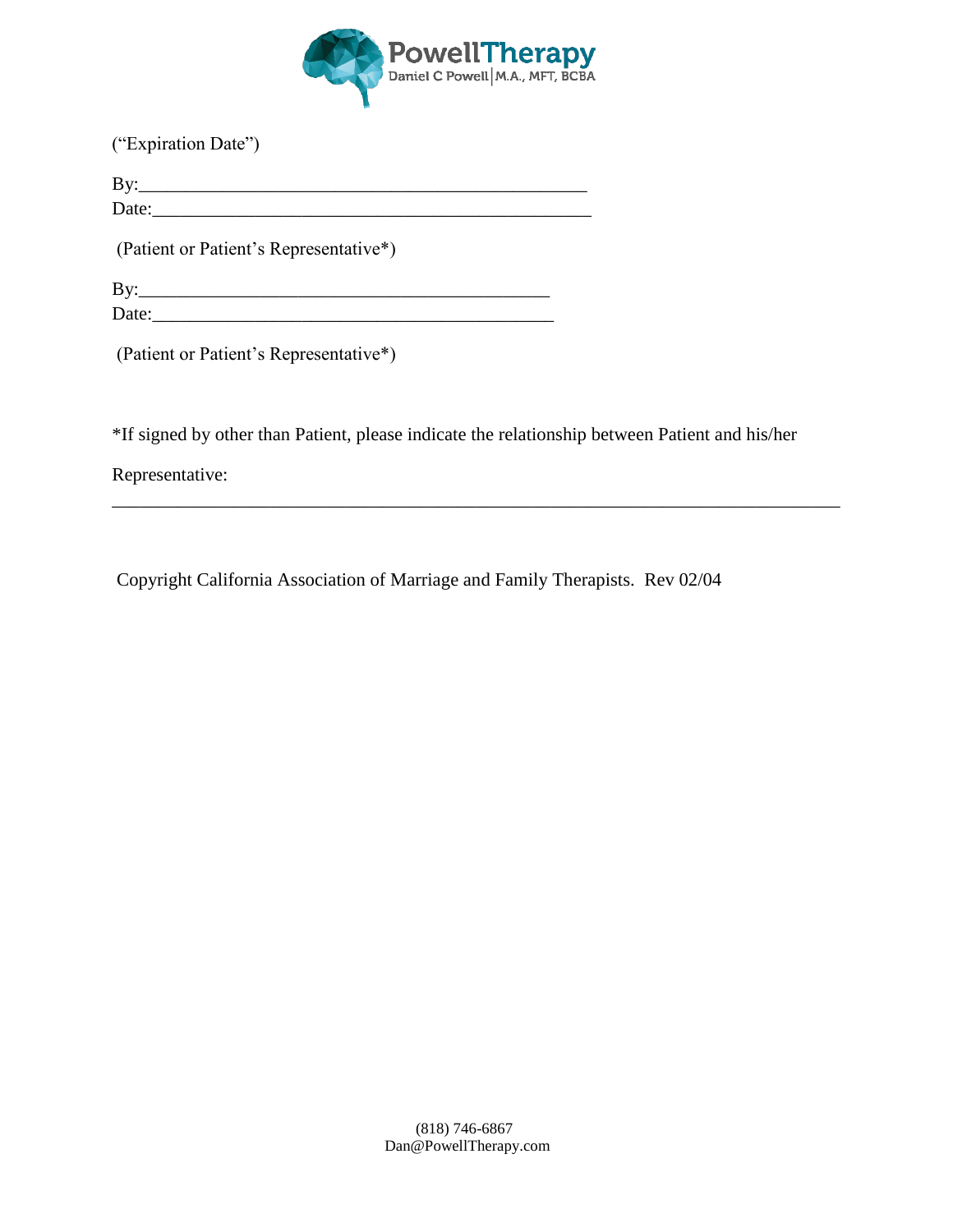("Expiration Date")

By:_______________________________________________
Date:_____________________________________________

(Patient or Patient's Representative*)

By:___________________________________________
Date:__________________________________________

(Patient or Patient's Representative*)

*If signed by other than Patient, please indicate the relationship between Patient and his/her

Representative:
_____________________________________________________________________________

Copyright California Association of Marriage and Family Therapists. Rev 02/04

(818) 746-6867
Dan@PowellTherapy.com